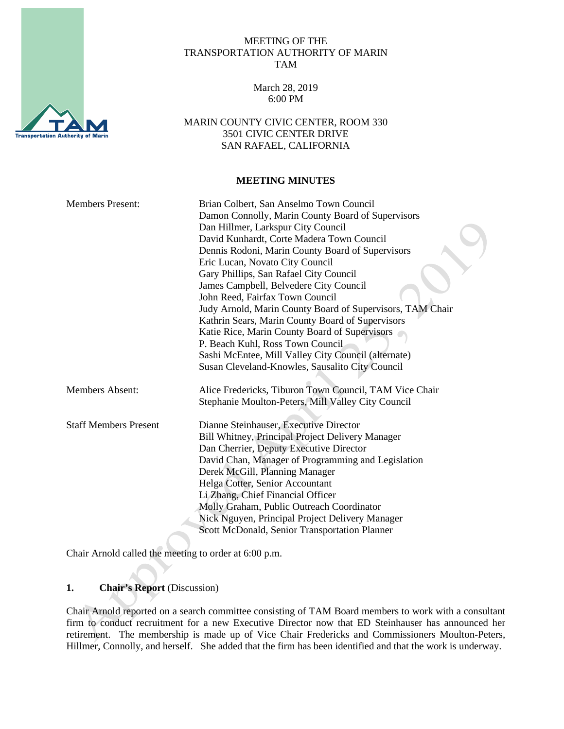MEETING OF THE
TRANSPORTATION AUTHORITY OF MARIN
TAM

March 28, 2019
6:00 PM

MARIN COUNTY CIVIC CENTER, ROOM 330
3501 CIVIC CENTER DRIVE
SAN RAFAEL, CALIFORNIA

**MEETING MINUTES**

| | |
|---|---|
| Members Present: | Brian Colbert, San Anselmo Town Council<br>Damon Connolly, Marin County Board of Supervisors<br>Dan Hillmer, Larkspur City Council<br>David Kunhardt, Corte Madera Town Council<br>Dennis Rodoni, Marin County Board of Supervisors<br>Eric Lucan, Novato City Council<br>Gary Phillips, San Rafael City Council<br>James Campbell, Belvedere City Council<br>John Reed, Fairfax Town Council<br>Judy Arnold, Marin County Board of Supervisors, TAM Chair<br>Kathrin Sears, Marin County Board of Supervisors<br>Katie Rice, Marin County Board of Supervisors<br>P. Beach Kuhl, Ross Town Council<br>Sashi McEntee, Mill Valley City Council (alternate)<br>Susan Cleveland-Knowles, Sausalito City Council |
| Members Absent: | Alice Fredericks, Tiburon Town Council, TAM Vice Chair<br>Stephanie Moulton-Peters, Mill Valley City Council |
| Staff Members Present | Dianne Steinhauser, Executive Director<br>Bill Whitney, Principal Project Delivery Manager<br>Dan Cherrier, Deputy Executive Director<br>David Chan, Manager of Programming and Legislation<br>Derek McGill, Planning Manager<br>Helga Cotter, Senior Accountant<br>Li Zhang, Chief Financial Officer<br>Molly Graham, Public Outreach Coordinator<br>Nick Nguyen, Principal Project Delivery Manager<br>Scott McDonald, Senior Transportation Planner |

Chair Arnold called the meeting to order at 6:00 p.m.

**1. Chair's Report** (Discussion)

Chair Arnold reported on a search committee consisting of TAM Board members to work with a consultant firm to conduct recruitment for a new Executive Director now that ED Steinhauser has announced her retirement. The membership is made up of Vice Chair Fredericks and Commissioners Moulton-Peters, Hillmer, Connolly, and herself. She added that the firm has been identified and that the work is underway.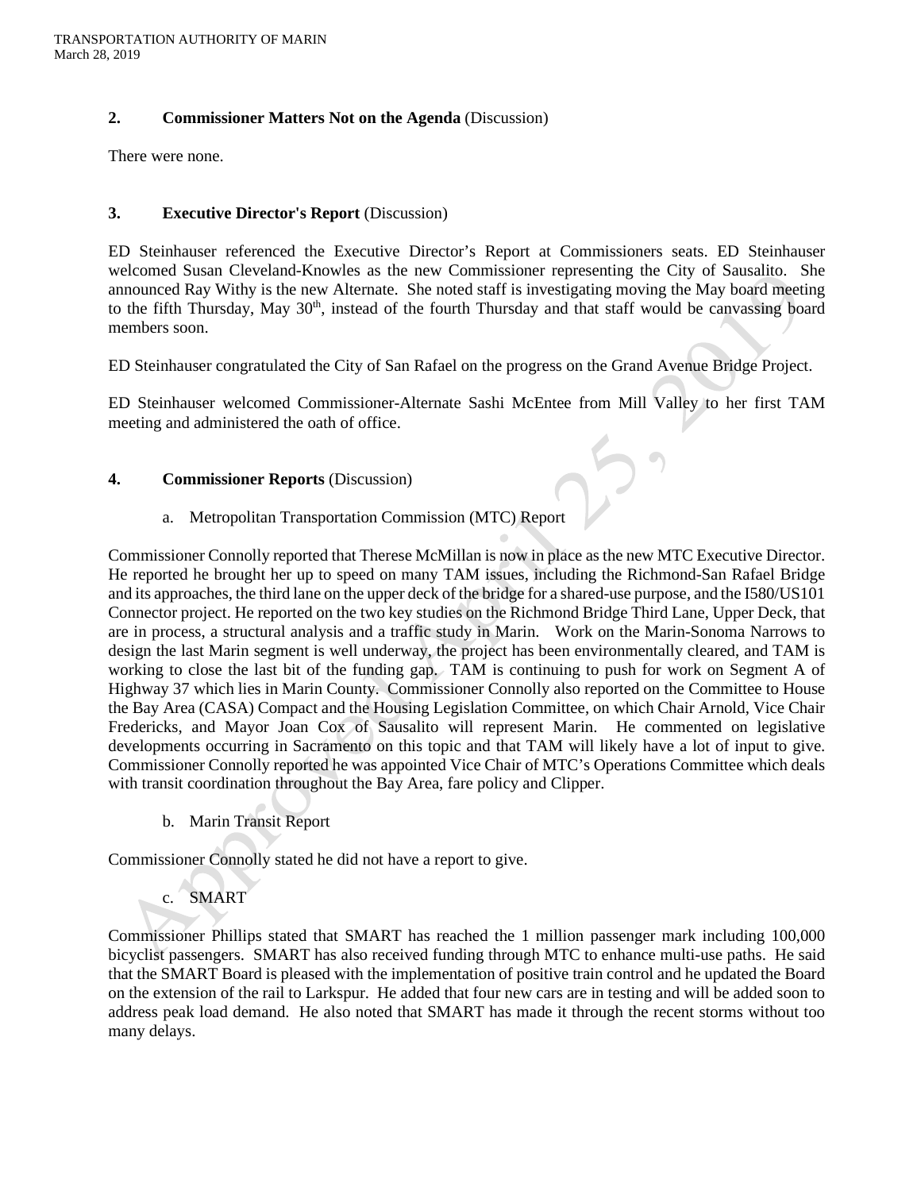## 2. Commissioner Matters Not on the Agenda (Discussion)

There were none.

## 3. Executive Director's Report (Discussion)

ED Steinhauser referenced the Executive Director's Report at Commissioners seats. ED Steinhauser welcomed Susan Cleveland-Knowles as the new Commissioner representing the City of Sausalito. She announced Ray Withy is the new Alternate. She noted staff is investigating moving the May board meeting to the fifth Thursday, May 30th, instead of the fourth Thursday and that staff would be canvassing board members soon.

ED Steinhauser congratulated the City of San Rafael on the progress on the Grand Avenue Bridge Project.

ED Steinhauser welcomed Commissioner-Alternate Sashi McEntee from Mill Valley to her first TAM meeting and administered the oath of office.

## 4. Commissioner Reports (Discussion)

a. Metropolitan Transportation Commission (MTC) Report

Commissioner Connolly reported that Therese McMillan is now in place as the new MTC Executive Director. He reported he brought her up to speed on many TAM issues, including the Richmond-San Rafael Bridge and its approaches, the third lane on the upper deck of the bridge for a shared-use purpose, and the I580/US101 Connector project. He reported on the two key studies on the Richmond Bridge Third Lane, Upper Deck, that are in process, a structural analysis and a traffic study in Marin. Work on the Marin-Sonoma Narrows to design the last Marin segment is well underway, the project has been environmentally cleared, and TAM is working to close the last bit of the funding gap. TAM is continuing to push for work on Segment A of Highway 37 which lies in Marin County. Commissioner Connolly also reported on the Committee to House the Bay Area (CASA) Compact and the Housing Legislation Committee, on which Chair Arnold, Vice Chair Fredericks, and Mayor Joan Cox of Sausalito will represent Marin. He commented on legislative developments occurring in Sacramento on this topic and that TAM will likely have a lot of input to give. Commissioner Connolly reported he was appointed Vice Chair of MTC's Operations Committee which deals with transit coordination throughout the Bay Area, fare policy and Clipper.

b. Marin Transit Report

Commissioner Connolly stated he did not have a report to give.

c. SMART

Commissioner Phillips stated that SMART has reached the 1 million passenger mark including 100,000 bicyclist passengers. SMART has also received funding through MTC to enhance multi-use paths. He said that the SMART Board is pleased with the implementation of positive train control and he updated the Board on the extension of the rail to Larkspur. He added that four new cars are in testing and will be added soon to address peak load demand. He also noted that SMART has made it through the recent storms without too many delays.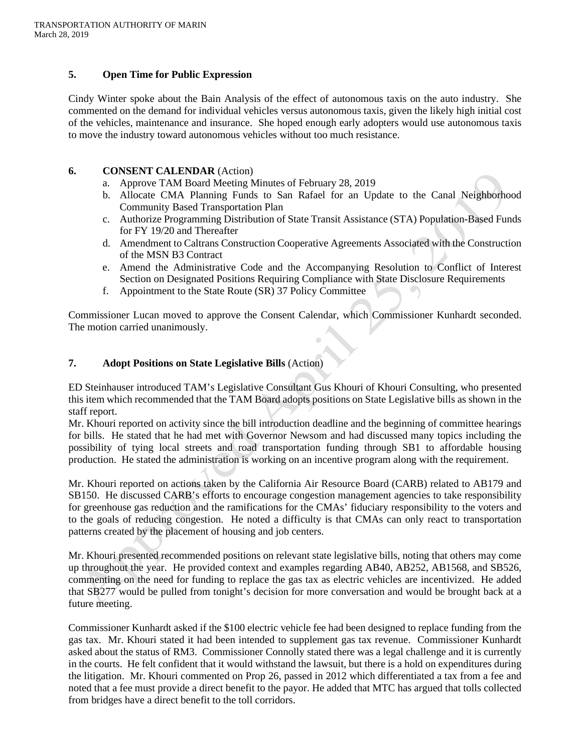## 5. Open Time for Public Expression

Cindy Winter spoke about the Bain Analysis of the effect of autonomous taxis on the auto industry. She commented on the demand for individual vehicles versus autonomous taxis, given the likely high initial cost of the vehicles, maintenance and insurance. She hoped enough early adopters would use autonomous taxis to move the industry toward autonomous vehicles without too much resistance.

## 6. CONSENT CALENDAR (Action)

a. Approve TAM Board Meeting Minutes of February 28, 2019
b. Allocate CMA Planning Funds to San Rafael for an Update to the Canal Neighborhood Community Based Transportation Plan
c. Authorize Programming Distribution of State Transit Assistance (STA) Population-Based Funds for FY 19/20 and Thereafter
d. Amendment to Caltrans Construction Cooperative Agreements Associated with the Construction of the MSN B3 Contract
e. Amend the Administrative Code and the Accompanying Resolution to Conflict of Interest Section on Designated Positions Requiring Compliance with State Disclosure Requirements
f. Appointment to the State Route (SR) 37 Policy Committee

Commissioner Lucan moved to approve the Consent Calendar, which Commissioner Kunhardt seconded. The motion carried unanimously.

## 7. Adopt Positions on State Legislative Bills (Action)

ED Steinhauser introduced TAM's Legislative Consultant Gus Khouri of Khouri Consulting, who presented this item which recommended that the TAM Board adopts positions on State Legislative bills as shown in the staff report.

Mr. Khouri reported on activity since the bill introduction deadline and the beginning of committee hearings for bills. He stated that he had met with Governor Newsom and had discussed many topics including the possibility of tying local streets and road transportation funding through SB1 to affordable housing production. He stated the administration is working on an incentive program along with the requirement.

Mr. Khouri reported on actions taken by the California Air Resource Board (CARB) related to AB179 and SB150. He discussed CARB's efforts to encourage congestion management agencies to take responsibility for greenhouse gas reduction and the ramifications for the CMAs' fiduciary responsibility to the voters and to the goals of reducing congestion. He noted a difficulty is that CMAs can only react to transportation patterns created by the placement of housing and job centers.

Mr. Khouri presented recommended positions on relevant state legislative bills, noting that others may come up throughout the year. He provided context and examples regarding AB40, AB252, AB1568, and SB526, commenting on the need for funding to replace the gas tax as electric vehicles are incentivized. He added that SB277 would be pulled from tonight's decision for more conversation and would be brought back at a future meeting.

Commissioner Kunhardt asked if the $100 electric vehicle fee had been designed to replace funding from the gas tax. Mr. Khouri stated it had been intended to supplement gas tax revenue. Commissioner Kunhardt asked about the status of RM3. Commissioner Connolly stated there was a legal challenge and it is currently in the courts. He felt confident that it would withstand the lawsuit, but there is a hold on expenditures during the litigation. Mr. Khouri commented on Prop 26, passed in 2012 which differentiated a tax from a fee and noted that a fee must provide a direct benefit to the payor. He added that MTC has argued that tolls collected from bridges have a direct benefit to the toll corridors.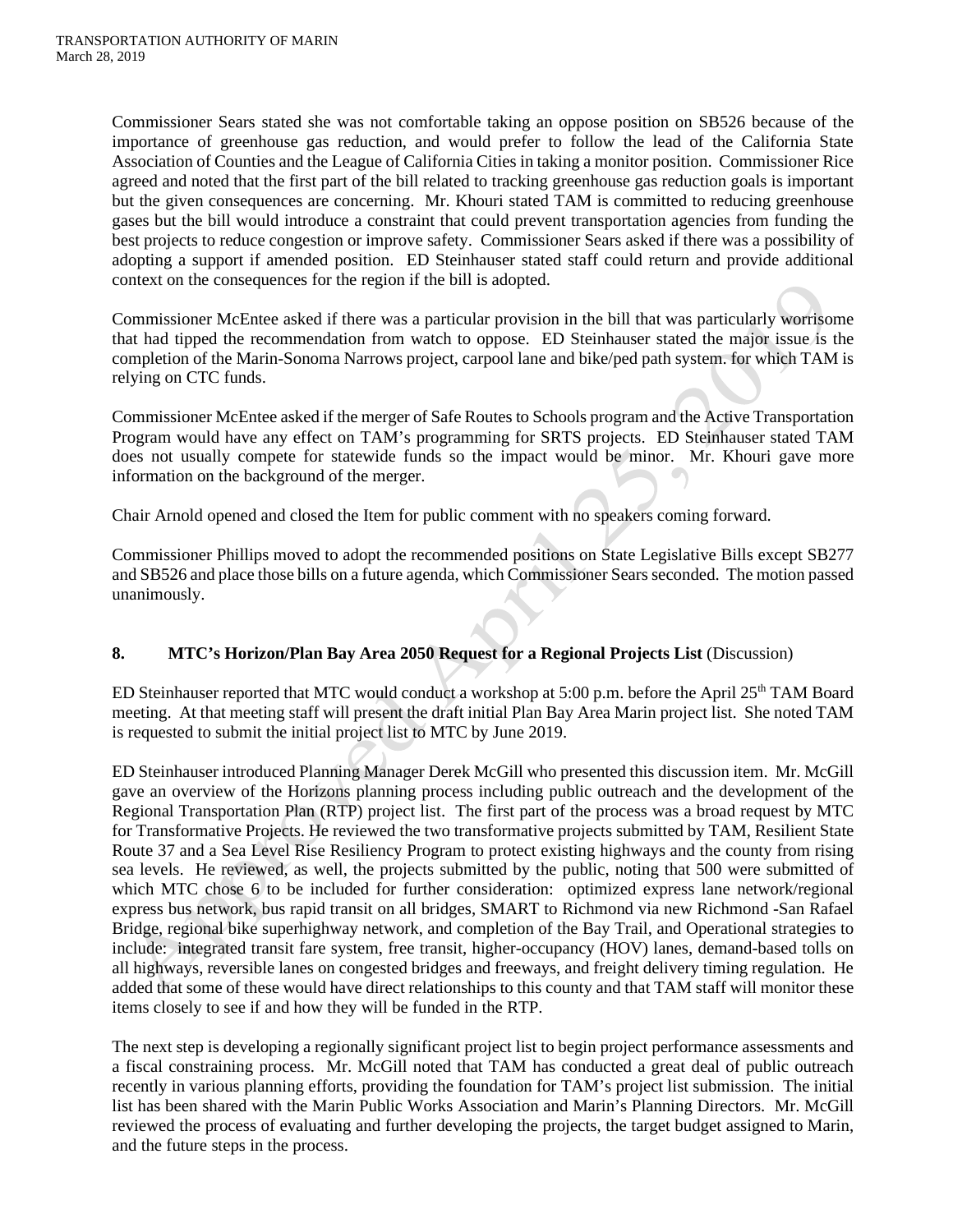Commissioner Sears stated she was not comfortable taking an oppose position on SB526 because of the importance of greenhouse gas reduction, and would prefer to follow the lead of the California State Association of Counties and the League of California Cities in taking a monitor position. Commissioner Rice agreed and noted that the first part of the bill related to tracking greenhouse gas reduction goals is important but the given consequences are concerning. Mr. Khouri stated TAM is committed to reducing greenhouse gases but the bill would introduce a constraint that could prevent transportation agencies from funding the best projects to reduce congestion or improve safety. Commissioner Sears asked if there was a possibility of adopting a support if amended position. ED Steinhauser stated staff could return and provide additional context on the consequences for the region if the bill is adopted.

Commissioner McEntee asked if there was a particular provision in the bill that was particularly worrisome that had tipped the recommendation from watch to oppose. ED Steinhauser stated the major issue is the completion of the Marin-Sonoma Narrows project, carpool lane and bike/ped path system. for which TAM is relying on CTC funds.

Commissioner McEntee asked if the merger of Safe Routes to Schools program and the Active Transportation Program would have any effect on TAM's programming for SRTS projects. ED Steinhauser stated TAM does not usually compete for statewide funds so the impact would be minor. Mr. Khouri gave more information on the background of the merger.

Chair Arnold opened and closed the Item for public comment with no speakers coming forward.

Commissioner Phillips moved to adopt the recommended positions on State Legislative Bills except SB277 and SB526 and place those bills on a future agenda, which Commissioner Sears seconded. The motion passed unanimously.

## 8. MTC's Horizon/Plan Bay Area 2050 Request for a Regional Projects List (Discussion)

ED Steinhauser reported that MTC would conduct a workshop at 5:00 p.m. before the April 25th TAM Board meeting. At that meeting staff will present the draft initial Plan Bay Area Marin project list. She noted TAM is requested to submit the initial project list to MTC by June 2019.

ED Steinhauser introduced Planning Manager Derek McGill who presented this discussion item. Mr. McGill gave an overview of the Horizons planning process including public outreach and the development of the Regional Transportation Plan (RTP) project list. The first part of the process was a broad request by MTC for Transformative Projects. He reviewed the two transformative projects submitted by TAM, Resilient State Route 37 and a Sea Level Rise Resiliency Program to protect existing highways and the county from rising sea levels. He reviewed, as well, the projects submitted by the public, noting that 500 were submitted of which MTC chose 6 to be included for further consideration: optimized express lane network/regional express bus network, bus rapid transit on all bridges, SMART to Richmond via new Richmond -San Rafael Bridge, regional bike superhighway network, and completion of the Bay Trail, and Operational strategies to include: integrated transit fare system, free transit, higher-occupancy (HOV) lanes, demand-based tolls on all highways, reversible lanes on congested bridges and freeways, and freight delivery timing regulation. He added that some of these would have direct relationships to this county and that TAM staff will monitor these items closely to see if and how they will be funded in the RTP.

The next step is developing a regionally significant project list to begin project performance assessments and a fiscal constraining process. Mr. McGill noted that TAM has conducted a great deal of public outreach recently in various planning efforts, providing the foundation for TAM's project list submission. The initial list has been shared with the Marin Public Works Association and Marin's Planning Directors. Mr. McGill reviewed the process of evaluating and further developing the projects, the target budget assigned to Marin, and the future steps in the process.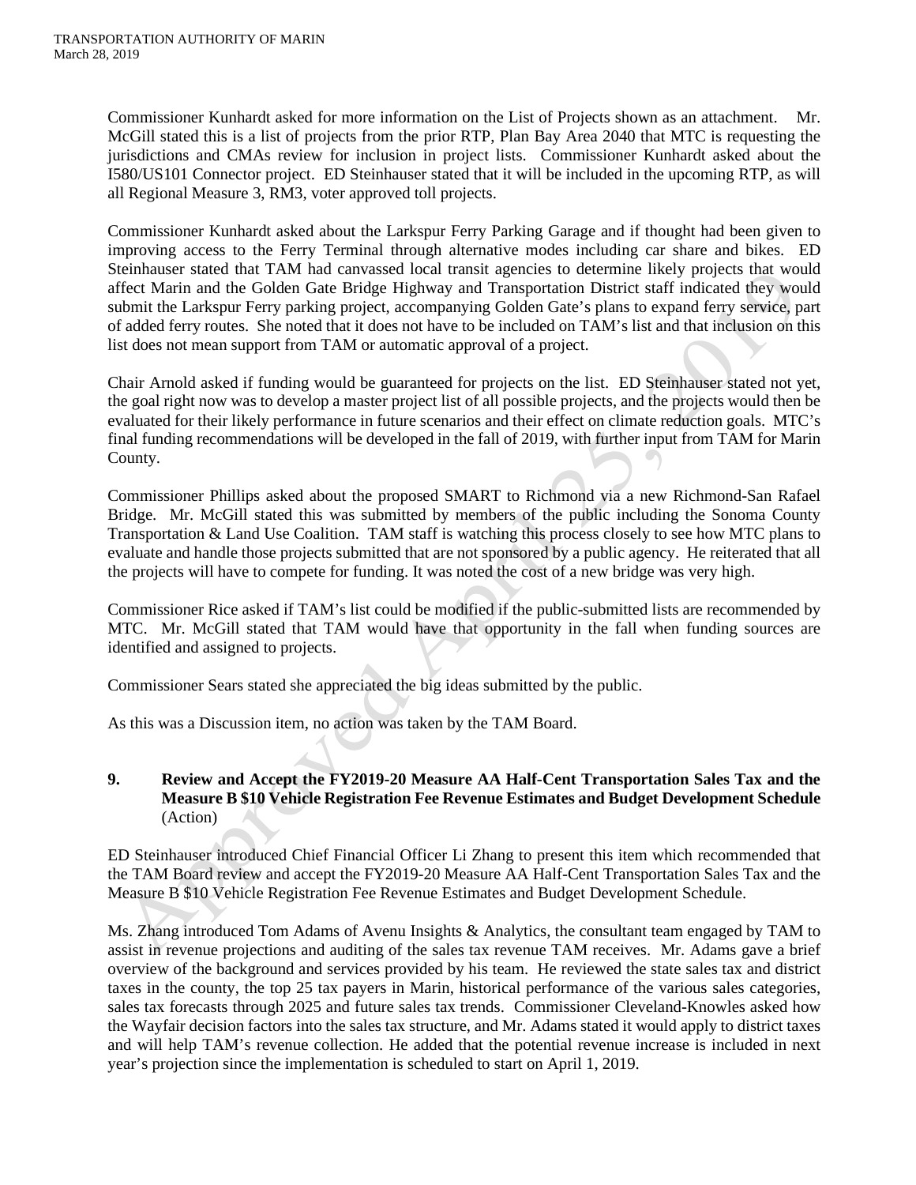Commissioner Kunhardt asked for more information on the List of Projects shown as an attachment. Mr. McGill stated this is a list of projects from the prior RTP, Plan Bay Area 2040 that MTC is requesting the jurisdictions and CMAs review for inclusion in project lists. Commissioner Kunhardt asked about the I580/US101 Connector project. ED Steinhauser stated that it will be included in the upcoming RTP, as will all Regional Measure 3, RM3, voter approved toll projects.

Commissioner Kunhardt asked about the Larkspur Ferry Parking Garage and if thought had been given to improving access to the Ferry Terminal through alternative modes including car share and bikes. ED Steinhauser stated that TAM had canvassed local transit agencies to determine likely projects that would affect Marin and the Golden Gate Bridge Highway and Transportation District staff indicated they would submit the Larkspur Ferry parking project, accompanying Golden Gate's plans to expand ferry service, part of added ferry routes. She noted that it does not have to be included on TAM's list and that inclusion on this list does not mean support from TAM or automatic approval of a project.

Chair Arnold asked if funding would be guaranteed for projects on the list. ED Steinhauser stated not yet, the goal right now was to develop a master project list of all possible projects, and the projects would then be evaluated for their likely performance in future scenarios and their effect on climate reduction goals. MTC's final funding recommendations will be developed in the fall of 2019, with further input from TAM for Marin County.

Commissioner Phillips asked about the proposed SMART to Richmond via a new Richmond-San Rafael Bridge. Mr. McGill stated this was submitted by members of the public including the Sonoma County Transportation & Land Use Coalition. TAM staff is watching this process closely to see how MTC plans to evaluate and handle those projects submitted that are not sponsored by a public agency. He reiterated that all the projects will have to compete for funding. It was noted the cost of a new bridge was very high.

Commissioner Rice asked if TAM's list could be modified if the public-submitted lists are recommended by MTC. Mr. McGill stated that TAM would have that opportunity in the fall when funding sources are identified and assigned to projects.

Commissioner Sears stated she appreciated the big ideas submitted by the public.

As this was a Discussion item, no action was taken by the TAM Board.

**9. Review and Accept the FY2019-20 Measure AA Half-Cent Transportation Sales Tax and the Measure B $10 Vehicle Registration Fee Revenue Estimates and Budget Development Schedule** (Action)

ED Steinhauser introduced Chief Financial Officer Li Zhang to present this item which recommended that the TAM Board review and accept the FY2019-20 Measure AA Half-Cent Transportation Sales Tax and the Measure B $10 Vehicle Registration Fee Revenue Estimates and Budget Development Schedule.

Ms. Zhang introduced Tom Adams of Avenu Insights & Analytics, the consultant team engaged by TAM to assist in revenue projections and auditing of the sales tax revenue TAM receives. Mr. Adams gave a brief overview of the background and services provided by his team. He reviewed the state sales tax and district taxes in the county, the top 25 tax payers in Marin, historical performance of the various sales categories, sales tax forecasts through 2025 and future sales tax trends. Commissioner Cleveland-Knowles asked how the Wayfair decision factors into the sales tax structure, and Mr. Adams stated it would apply to district taxes and will help TAM's revenue collection. He added that the potential revenue increase is included in next year's projection since the implementation is scheduled to start on April 1, 2019.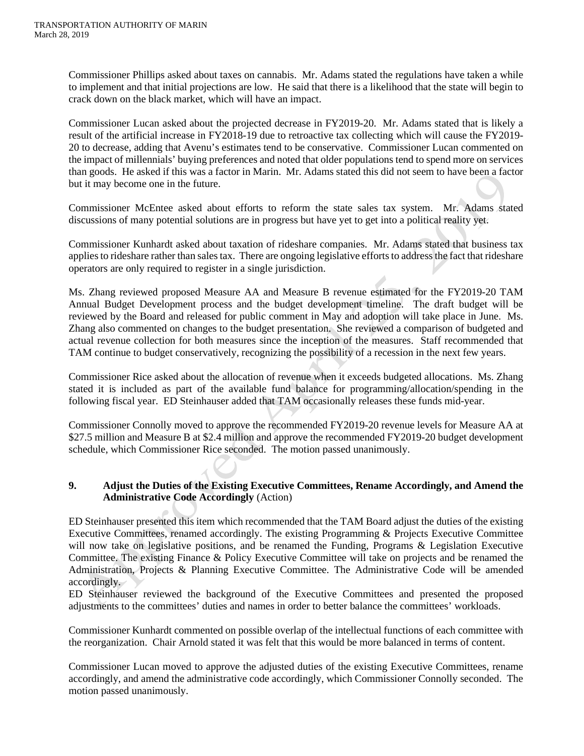Commissioner Phillips asked about taxes on cannabis. Mr. Adams stated the regulations have taken a while to implement and that initial projections are low. He said that there is a likelihood that the state will begin to crack down on the black market, which will have an impact.

Commissioner Lucan asked about the projected decrease in FY2019-20. Mr. Adams stated that is likely a result of the artificial increase in FY2018-19 due to retroactive tax collecting which will cause the FY2019-20 to decrease, adding that Avenu's estimates tend to be conservative. Commissioner Lucan commented on the impact of millennials' buying preferences and noted that older populations tend to spend more on services than goods. He asked if this was a factor in Marin. Mr. Adams stated this did not seem to have been a factor but it may become one in the future.

Commissioner McEntee asked about efforts to reform the state sales tax system. Mr. Adams stated discussions of many potential solutions are in progress but have yet to get into a political reality yet.

Commissioner Kunhardt asked about taxation of rideshare companies. Mr. Adams stated that business tax applies to rideshare rather than sales tax. There are ongoing legislative efforts to address the fact that rideshare operators are only required to register in a single jurisdiction.

Ms. Zhang reviewed proposed Measure AA and Measure B revenue estimated for the FY2019-20 TAM Annual Budget Development process and the budget development timeline. The draft budget will be reviewed by the Board and released for public comment in May and adoption will take place in June. Ms. Zhang also commented on changes to the budget presentation. She reviewed a comparison of budgeted and actual revenue collection for both measures since the inception of the measures. Staff recommended that TAM continue to budget conservatively, recognizing the possibility of a recession in the next few years.

Commissioner Rice asked about the allocation of revenue when it exceeds budgeted allocations. Ms. Zhang stated it is included as part of the available fund balance for programming/allocation/spending in the following fiscal year. ED Steinhauser added that TAM occasionally releases these funds mid-year.

Commissioner Connolly moved to approve the recommended FY2019-20 revenue levels for Measure AA at $27.5 million and Measure B at $2.4 million and approve the recommended FY2019-20 budget development schedule, which Commissioner Rice seconded. The motion passed unanimously.

## 9. Adjust the Duties of the Existing Executive Committees, Rename Accordingly, and Amend the Administrative Code Accordingly (Action)

ED Steinhauser presented this item which recommended that the TAM Board adjust the duties of the existing Executive Committees, renamed accordingly. The existing Programming & Projects Executive Committee will now take on legislative positions, and be renamed the Funding, Programs & Legislation Executive Committee. The existing Finance & Policy Executive Committee will take on projects and be renamed the Administration, Projects & Planning Executive Committee. The Administrative Code will be amended accordingly.

ED Steinhauser reviewed the background of the Executive Committees and presented the proposed adjustments to the committees' duties and names in order to better balance the committees' workloads.

Commissioner Kunhardt commented on possible overlap of the intellectual functions of each committee with the reorganization. Chair Arnold stated it was felt that this would be more balanced in terms of content.

Commissioner Lucan moved to approve the adjusted duties of the existing Executive Committees, rename accordingly, and amend the administrative code accordingly, which Commissioner Connolly seconded. The motion passed unanimously.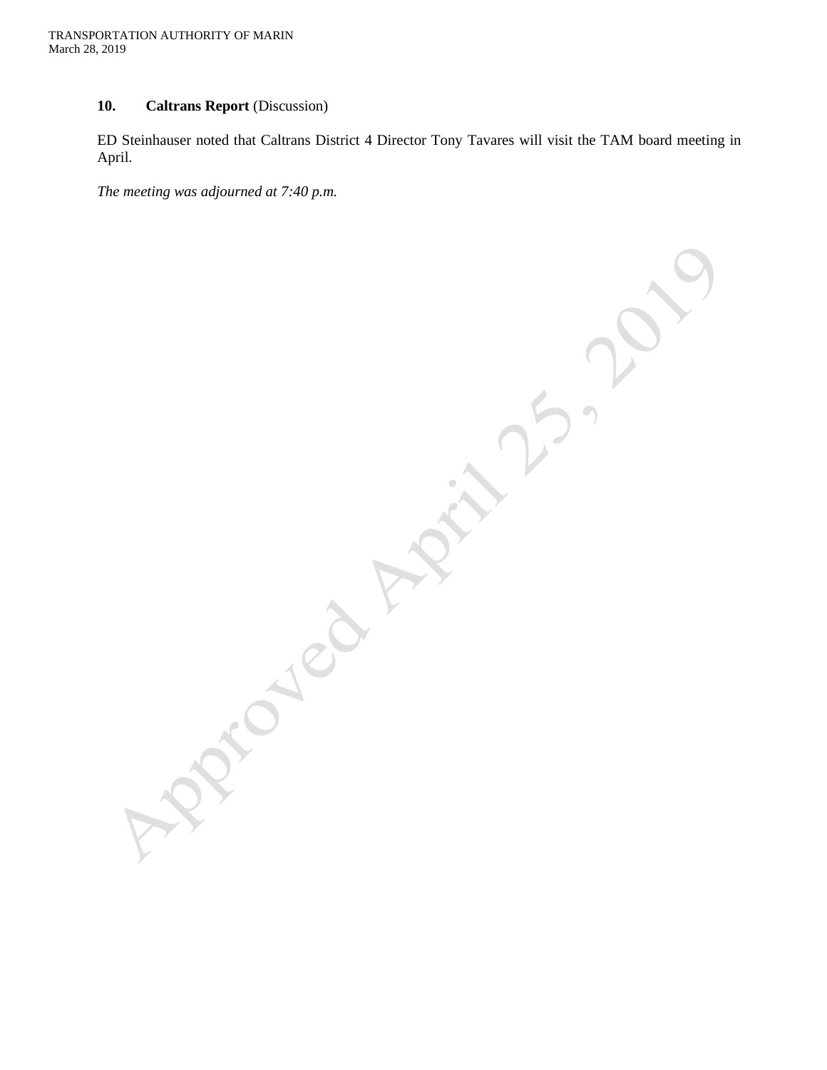## 10. Caltrans Report (Discussion)

ED Steinhauser noted that Caltrans District 4 Director Tony Tavares will visit the TAM board meeting in April.

*The meeting was adjourned at 7:40 p.m.*

Approved April 25, 2019